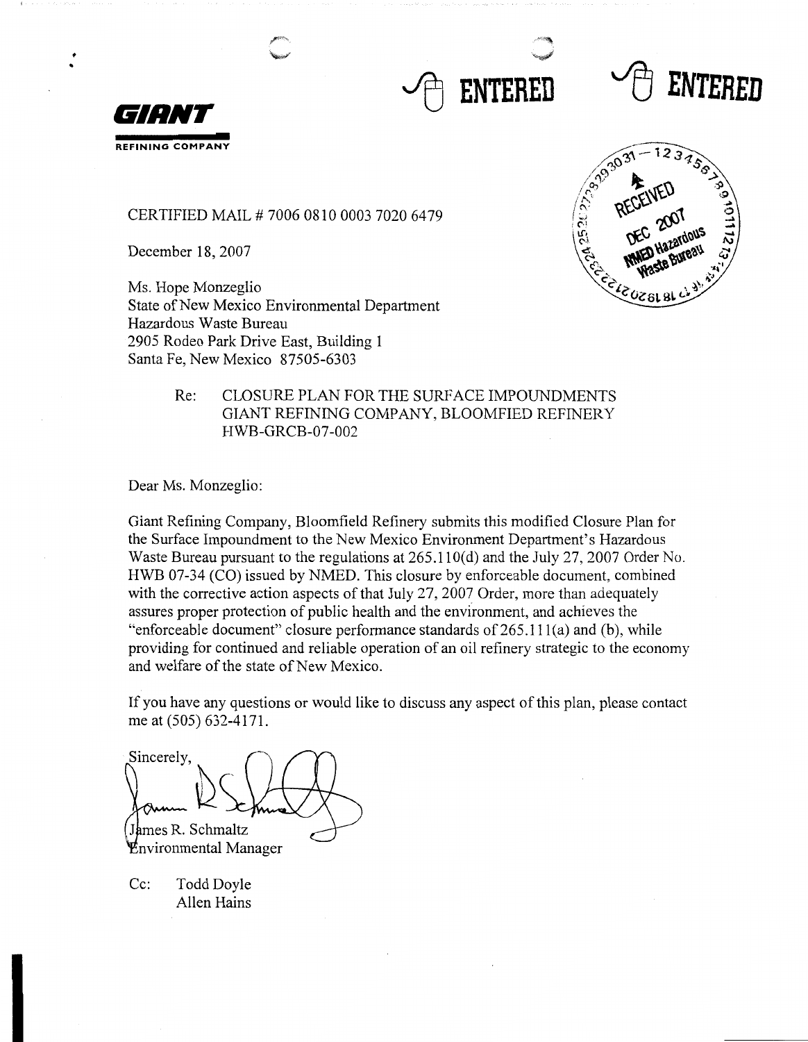ENTERED ENTERED

**GIANT**
REFINING COMPANY

RECEIVED
DEC 2007
NMED Hazardous Waste Bureau

CERTIFIED MAIL # 7006 0810 0003 7020 6479

December 18, 2007

Ms. Hope Monzeglio
State of New Mexico Environmental Department
Hazardous Waste Bureau
2905 Rodeo Park Drive East, Building 1
Santa Fe, New Mexico 87505-6303

Re: CLOSURE PLAN FOR THE SURFACE IMPOUNDMENTS
GIANT REFINING COMPANY, BLOOMFIED REFINERY
HWB-GRCB-07-002

Dear Ms. Monzeglio:

Giant Refining Company, Bloomfield Refinery submits this modified Closure Plan for the Surface Impoundment to the New Mexico Environment Department's Hazardous Waste Bureau pursuant to the regulations at 265.110(d) and the July 27, 2007 Order No. HWB 07-34 (CO) issued by NMED. This closure by enforceable document, combined with the corrective action aspects of that July 27, 2007 Order, more than adequately assures proper protection of public health and the environment, and achieves the "enforceable document" closure performance standards of 265.111(a) and (b), while providing for continued and reliable operation of an oil refinery strategic to the economy and welfare of the state of New Mexico.

If you have any questions or would like to discuss any aspect of this plan, please contact me at (505) 632-4171.

Sincerely,

James R. Schmaltz
Environmental Manager

Cc: Todd Doyle
Allen Hains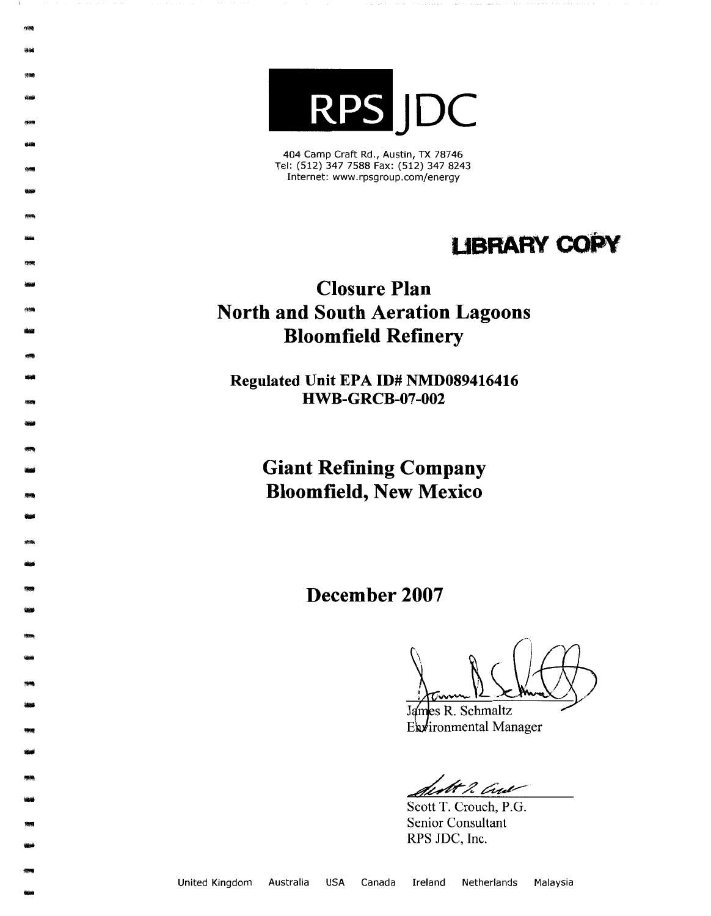RPS JDC

404 Camp Craft Rd., Austin, TX 78746
Tel: (512) 347 7588 Fax: (512) 347 8243
Internet: www.rpsgroup.com/energy

**LIBRARY COPY**

# Closure Plan
# North and South Aeration Lagoons
# Bloomfield Refinery

**Regulated Unit EPA ID# NMD089416416**
**HWB-GRCB-07-002**

## Giant Refining Company
## Bloomfield, New Mexico

## December 2007

James R. Schmaltz
Environmental Manager

Scott T. Crouch, P.G.
Senior Consultant
RPS JDC, Inc.

United Kingdom Australia USA Canada Ireland Netherlands Malaysia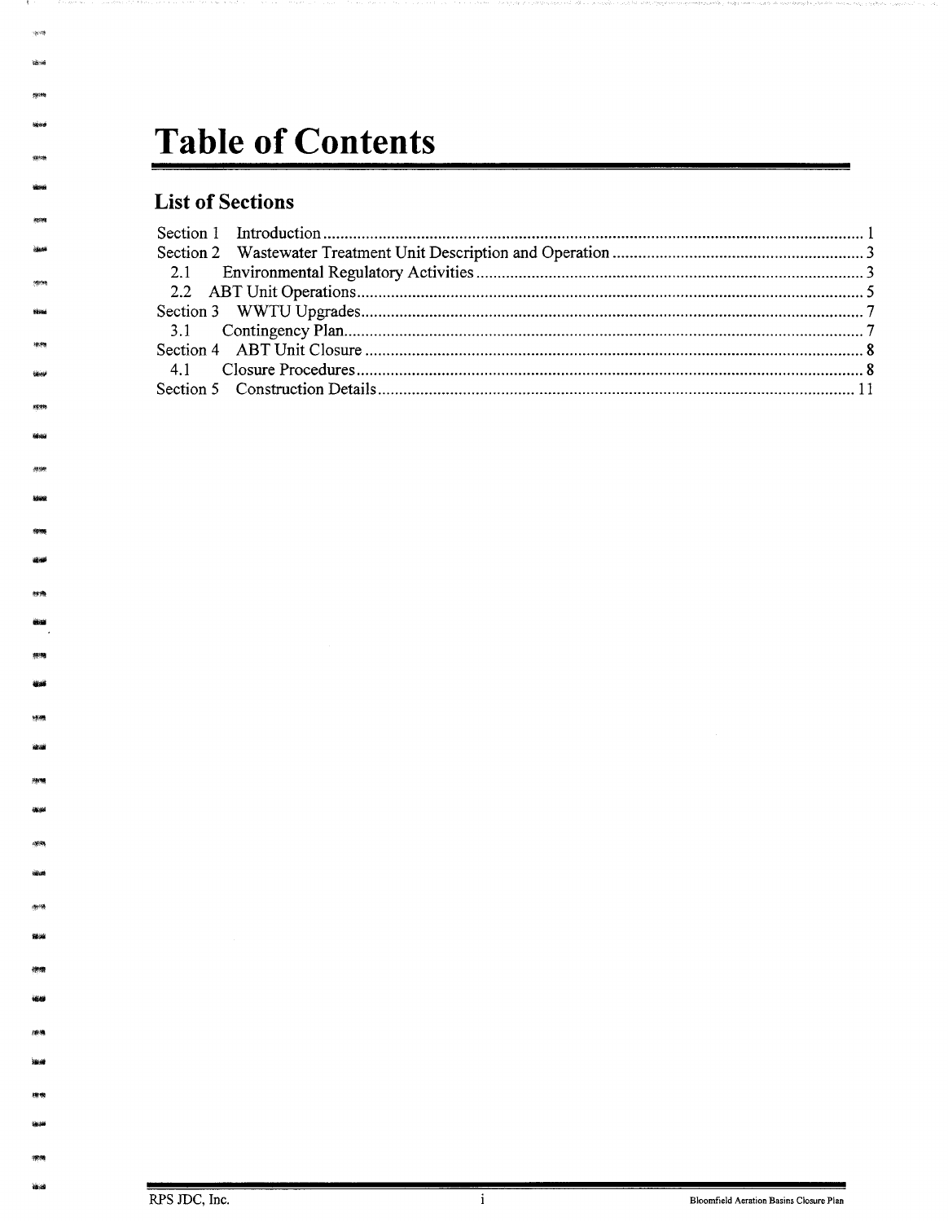# Table of Contents

## List of Sections

Section 1 Introduction .......... 1
Section 2 Wastewater Treatment Unit Description and Operation .......... 3
  2.1 Environmental Regulatory Activities .......... 3
  2.2 ABT Unit Operations .......... 5
Section 3 WWTU Upgrades .......... 7
  3.1 Contingency Plan .......... 7
Section 4 ABT Unit Closure .......... 8
  4.1 Closure Procedures .......... 8
Section 5 Construction Details .......... 11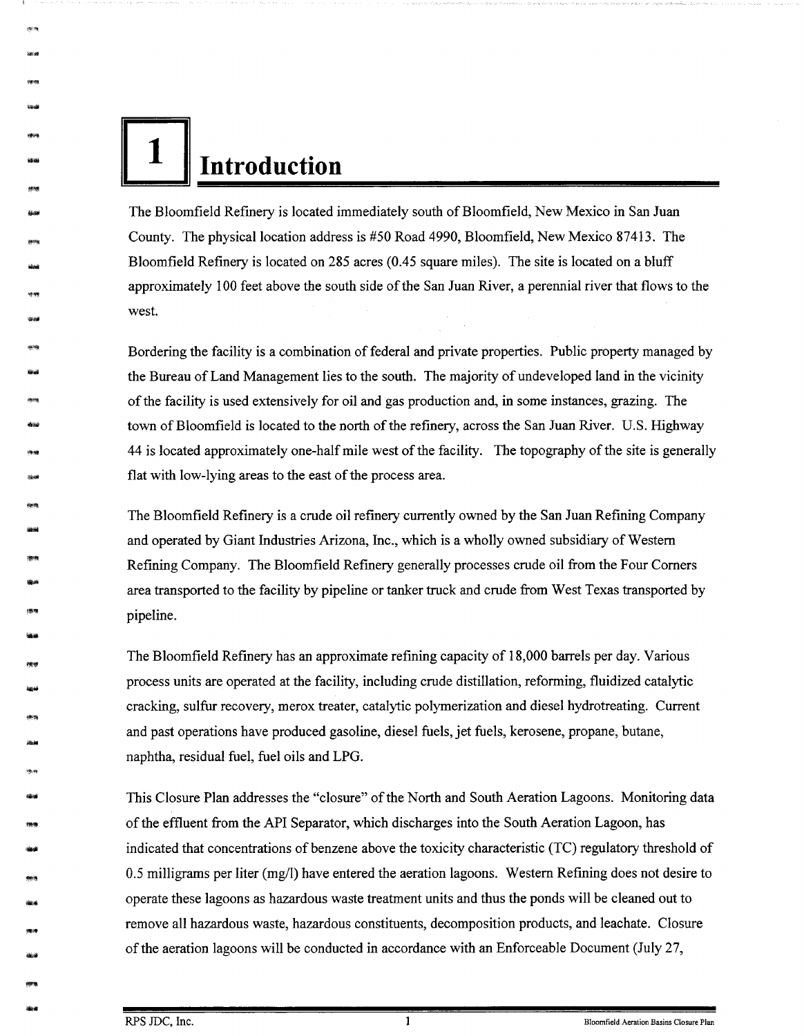# 1 Introduction

The Bloomfield Refinery is located immediately south of Bloomfield, New Mexico in San Juan County. The physical location address is #50 Road 4990, Bloomfield, New Mexico 87413. The Bloomfield Refinery is located on 285 acres (0.45 square miles). The site is located on a bluff approximately 100 feet above the south side of the San Juan River, a perennial river that flows to the west.

Bordering the facility is a combination of federal and private properties. Public property managed by the Bureau of Land Management lies to the south. The majority of undeveloped land in the vicinity of the facility is used extensively for oil and gas production and, in some instances, grazing. The town of Bloomfield is located to the north of the refinery, across the San Juan River. U.S. Highway 44 is located approximately one-half mile west of the facility. The topography of the site is generally flat with low-lying areas to the east of the process area.

The Bloomfield Refinery is a crude oil refinery currently owned by the San Juan Refining Company and operated by Giant Industries Arizona, Inc., which is a wholly owned subsidiary of Western Refining Company. The Bloomfield Refinery generally processes crude oil from the Four Corners area transported to the facility by pipeline or tanker truck and crude from West Texas transported by pipeline.

The Bloomfield Refinery has an approximate refining capacity of 18,000 barrels per day. Various process units are operated at the facility, including crude distillation, reforming, fluidized catalytic cracking, sulfur recovery, merox treater, catalytic polymerization and diesel hydrotreating. Current and past operations have produced gasoline, diesel fuels, jet fuels, kerosene, propane, butane, naphtha, residual fuel, fuel oils and LPG.

This Closure Plan addresses the "closure" of the North and South Aeration Lagoons. Monitoring data of the effluent from the API Separator, which discharges into the South Aeration Lagoon, has indicated that concentrations of benzene above the toxicity characteristic (TC) regulatory threshold of 0.5 milligrams per liter (mg/l) have entered the aeration lagoons. Western Refining does not desire to operate these lagoons as hazardous waste treatment units and thus the ponds will be cleaned out to remove all hazardous waste, hazardous constituents, decomposition products, and leachate. Closure of the aeration lagoons will be conducted in accordance with an Enforceable Document (July 27,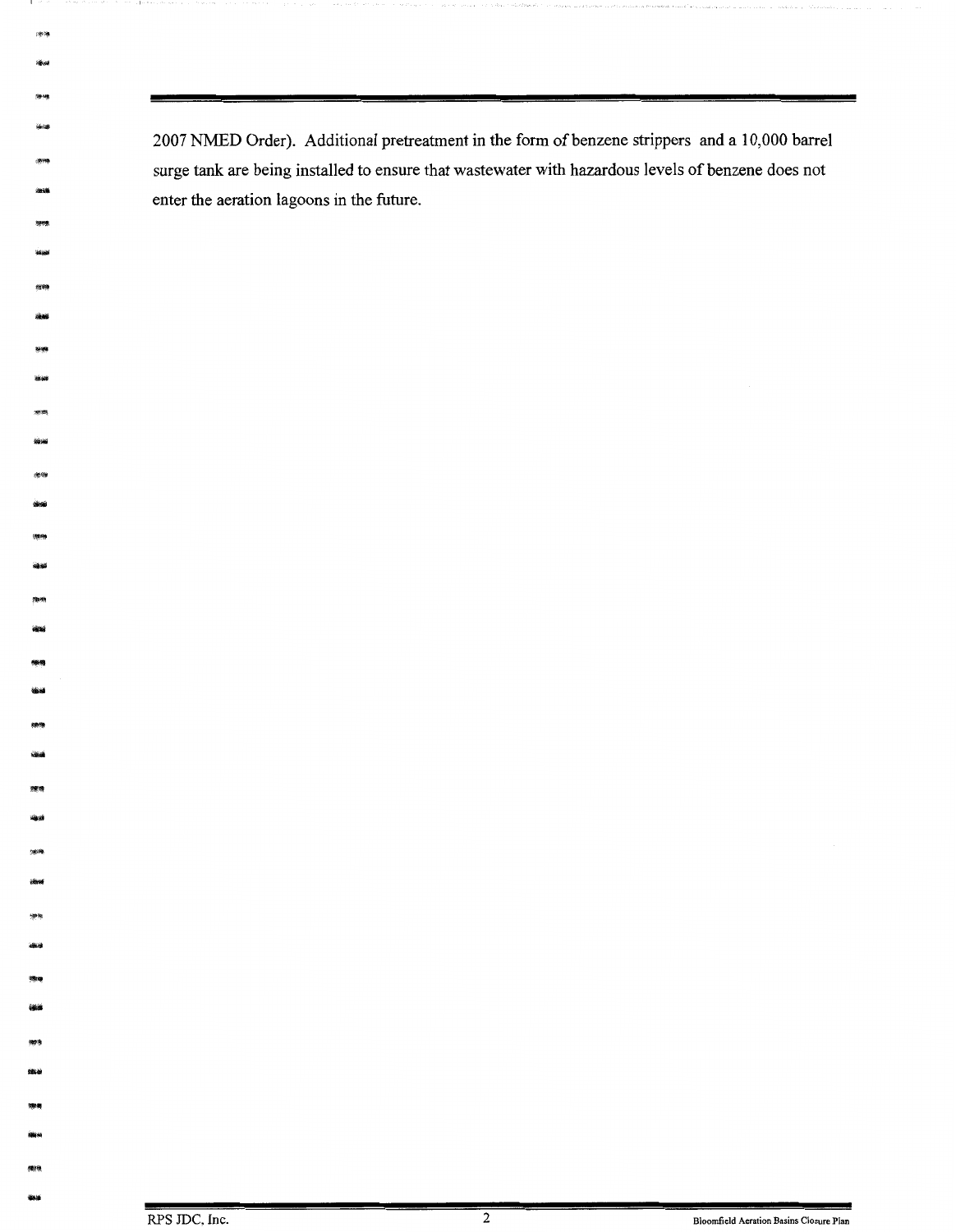2007 NMED Order). Additional pretreatment in the form of benzene strippers and a 10,000 barrel surge tank are being installed to ensure that wastewater with hazardous levels of benzene does not enter the aeration lagoons in the future.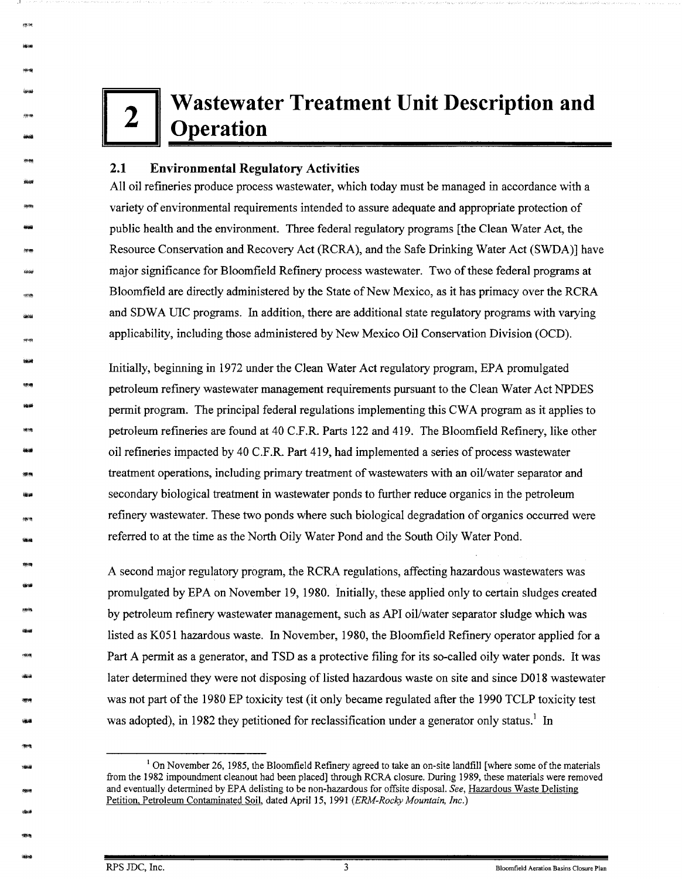# 2 Wastewater Treatment Unit Description and Operation

## 2.1 Environmental Regulatory Activities

All oil refineries produce process wastewater, which today must be managed in accordance with a variety of environmental requirements intended to assure adequate and appropriate protection of public health and the environment. Three federal regulatory programs [the Clean Water Act, the Resource Conservation and Recovery Act (RCRA), and the Safe Drinking Water Act (SWDA)] have major significance for Bloomfield Refinery process wastewater. Two of these federal programs at Bloomfield are directly administered by the State of New Mexico, as it has primacy over the RCRA and SDWA UIC programs. In addition, there are additional state regulatory programs with varying applicability, including those administered by New Mexico Oil Conservation Division (OCD).

Initially, beginning in 1972 under the Clean Water Act regulatory program, EPA promulgated petroleum refinery wastewater management requirements pursuant to the Clean Water Act NPDES permit program. The principal federal regulations implementing this CWA program as it applies to petroleum refineries are found at 40 C.F.R. Parts 122 and 419. The Bloomfield Refinery, like other oil refineries impacted by 40 C.F.R. Part 419, had implemented a series of process wastewater treatment operations, including primary treatment of wastewaters with an oil/water separator and secondary biological treatment in wastewater ponds to further reduce organics in the petroleum refinery wastewater. These two ponds where such biological degradation of organics occurred were referred to at the time as the North Oily Water Pond and the South Oily Water Pond.

A second major regulatory program, the RCRA regulations, affecting hazardous wastewaters was promulgated by EPA on November 19, 1980. Initially, these applied only to certain sludges created by petroleum refinery wastewater management, such as API oil/water separator sludge which was listed as K051 hazardous waste. In November, 1980, the Bloomfield Refinery operator applied for a Part A permit as a generator, and TSD as a protective filing for its so-called oily water ponds. It was later determined they were not disposing of listed hazardous waste on site and since D018 wastewater was not part of the 1980 EP toxicity test (it only became regulated after the 1990 TCLP toxicity test was adopted), in 1982 they petitioned for reclassification under a generator only status.[1] In

[1] On November 26, 1985, the Bloomfield Refinery agreed to take an on-site landfill [where some of the materials from the 1982 impoundment cleanout had been placed] through RCRA closure. During 1989, these materials were removed and eventually determined by EPA delisting to be non-hazardous for offsite disposal. *See*, Hazardous Waste Delisting Petition, Petroleum Contaminated Soil, dated April 15, 1991 (*ERM-Rocky Mountain, Inc.*)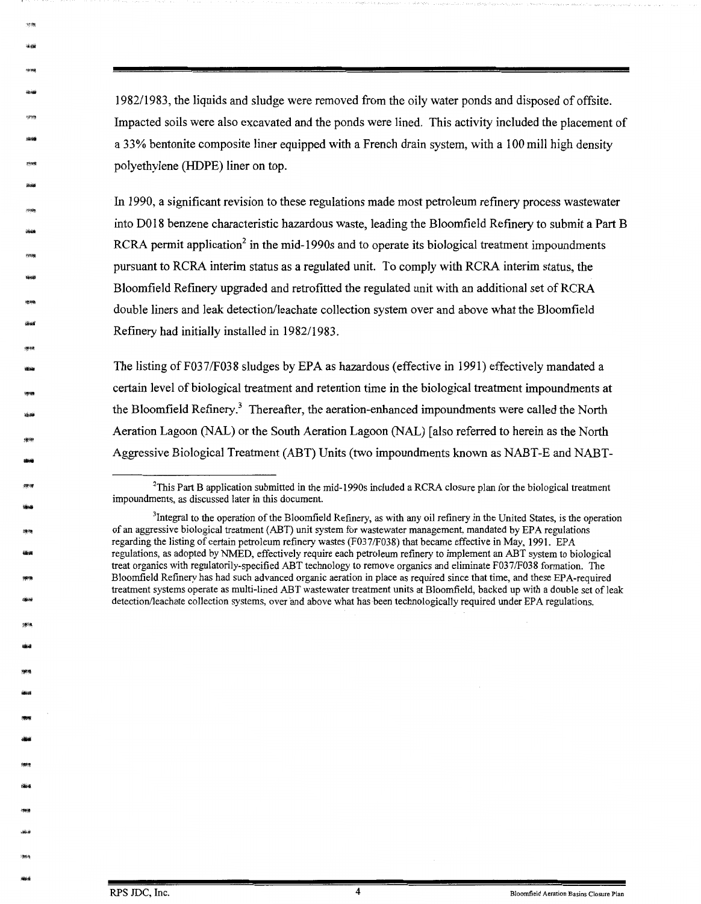1982/1983, the liquids and sludge were removed from the oily water ponds and disposed of offsite. Impacted soils were also excavated and the ponds were lined. This activity included the placement of a 33% bentonite composite liner equipped with a French drain system, with a 100 mill high density polyethylene (HDPE) liner on top.

In 1990, a significant revision to these regulations made most petroleum refinery process wastewater into D018 benzene characteristic hazardous waste, leading the Bloomfield Refinery to submit a Part B RCRA permit application[2] in the mid-1990s and to operate its biological treatment impoundments pursuant to RCRA interim status as a regulated unit. To comply with RCRA interim status, the Bloomfield Refinery upgraded and retrofitted the regulated unit with an additional set of RCRA double liners and leak detection/leachate collection system over and above what the Bloomfield Refinery had initially installed in 1982/1983.

The listing of F037/F038 sludges by EPA as hazardous (effective in 1991) effectively mandated a certain level of biological treatment and retention time in the biological treatment impoundments at the Bloomfield Refinery.[3] Thereafter, the aeration-enhanced impoundments were called the North Aeration Lagoon (NAL) or the South Aeration Lagoon (NAL) [also referred to herein as the North Aggressive Biological Treatment (ABT) Units (two impoundments known as NABT-E and NABT-

---

[2]This Part B application submitted in the mid-1990s included a RCRA closure plan for the biological treatment impoundments, as discussed later in this document.

[3]Integral to the operation of the Bloomfield Refinery, as with any oil refinery in the United States, is the operation of an aggressive biological treatment (ABT) unit system for wastewater management, mandated by EPA regulations regarding the listing of certain petroleum refinery wastes (F037/F038) that became effective in May, 1991. EPA regulations, as adopted by NMED, effectively require each petroleum refinery to implement an ABT system to biological treat organics with regulatorily-specified ABT technology to remove organics and eliminate F037/F038 formation. The Bloomfield Refinery has had such advanced organic aeration in place as required since that time, and these EPA-required treatment systems operate as multi-lined ABT wastewater treatment units at Bloomfield, backed up with a double set of leak detection/leachate collection systems, over and above what has been technologically required under EPA regulations.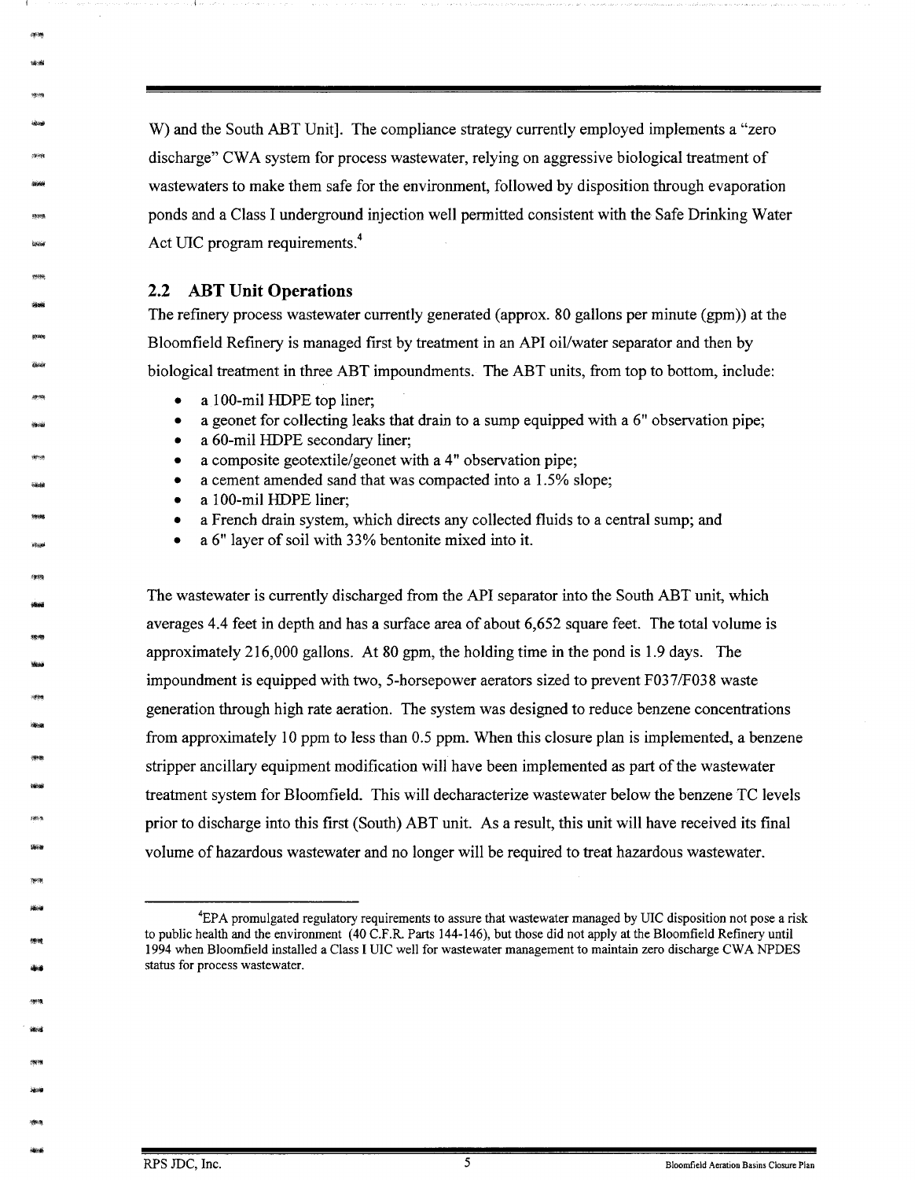W) and the South ABT Unit]. The compliance strategy currently employed implements a "zero discharge" CWA system for process wastewater, relying on aggressive biological treatment of wastewaters to make them safe for the environment, followed by disposition through evaporation ponds and a Class I underground injection well permitted consistent with the Safe Drinking Water Act UIC program requirements.[4]

## 2.2 ABT Unit Operations

The refinery process wastewater currently generated (approx. 80 gallons per minute (gpm)) at the Bloomfield Refinery is managed first by treatment in an API oil/water separator and then by biological treatment in three ABT impoundments. The ABT units, from top to bottom, include:

- a 100-mil HDPE top liner;
- a geonet for collecting leaks that drain to a sump equipped with a 6" observation pipe;
- a 60-mil HDPE secondary liner;
- a composite geotextile/geonet with a 4" observation pipe;
- a cement amended sand that was compacted into a 1.5% slope;
- a 100-mil HDPE liner;
- a French drain system, which directs any collected fluids to a central sump; and
- a 6" layer of soil with 33% bentonite mixed into it.

The wastewater is currently discharged from the API separator into the South ABT unit, which averages 4.4 feet in depth and has a surface area of about 6,652 square feet. The total volume is approximately 216,000 gallons. At 80 gpm, the holding time in the pond is 1.9 days. The impoundment is equipped with two, 5-horsepower aerators sized to prevent F037/F038 waste generation through high rate aeration. The system was designed to reduce benzene concentrations from approximately 10 ppm to less than 0.5 ppm. When this closure plan is implemented, a benzene stripper ancillary equipment modification will have been implemented as part of the wastewater treatment system for Bloomfield. This will decharacterize wastewater below the benzene TC levels prior to discharge into this first (South) ABT unit. As a result, this unit will have received its final volume of hazardous wastewater and no longer will be required to treat hazardous wastewater.

---

[4]EPA promulgated regulatory requirements to assure that wastewater managed by UIC disposition not pose a risk to public health and the environment (40 C.F.R. Parts 144-146), but those did not apply at the Bloomfield Refinery until 1994 when Bloomfield installed a Class I UIC well for wastewater management to maintain zero discharge CWA NPDES status for process wastewater.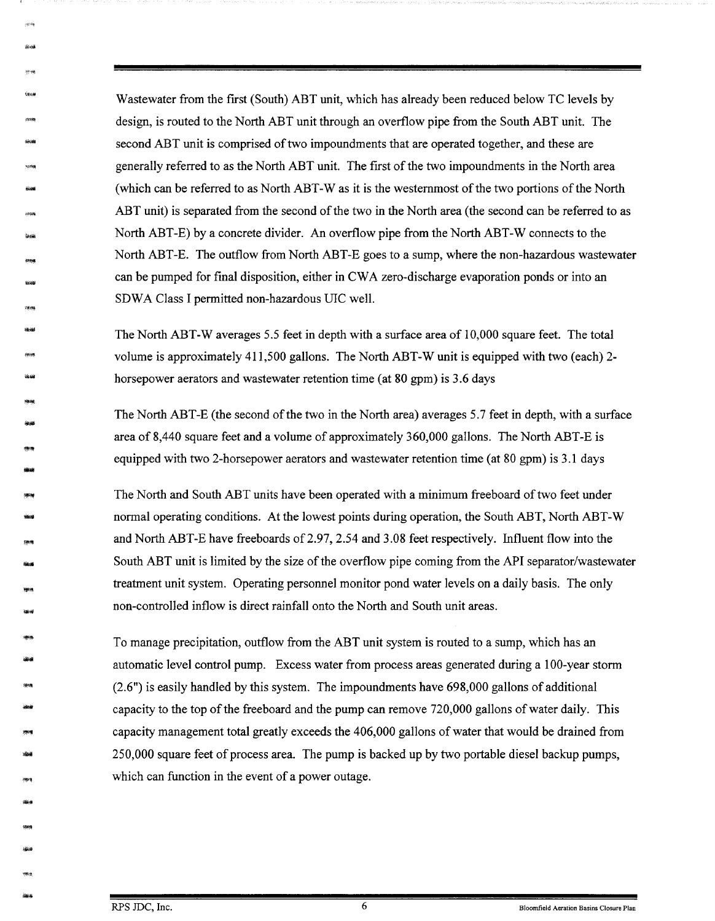Wastewater from the first (South) ABT unit, which has already been reduced below TC levels by design, is routed to the North ABT unit through an overflow pipe from the South ABT unit. The second ABT unit is comprised of two impoundments that are operated together, and these are generally referred to as the North ABT unit. The first of the two impoundments in the North area (which can be referred to as North ABT-W as it is the westernmost of the two portions of the North ABT unit) is separated from the second of the two in the North area (the second can be referred to as North ABT-E) by a concrete divider. An overflow pipe from the North ABT-W connects to the North ABT-E. The outflow from North ABT-E goes to a sump, where the non-hazardous wastewater can be pumped for final disposition, either in CWA zero-discharge evaporation ponds or into an SDWA Class I permitted non-hazardous UIC well.

The North ABT-W averages 5.5 feet in depth with a surface area of 10,000 square feet. The total volume is approximately 411,500 gallons. The North ABT-W unit is equipped with two (each) 2-horsepower aerators and wastewater retention time (at 80 gpm) is 3.6 days

The North ABT-E (the second of the two in the North area) averages 5.7 feet in depth, with a surface area of 8,440 square feet and a volume of approximately 360,000 gallons. The North ABT-E is equipped with two 2-horsepower aerators and wastewater retention time (at 80 gpm) is 3.1 days

The North and South ABT units have been operated with a minimum freeboard of two feet under normal operating conditions. At the lowest points during operation, the South ABT, North ABT-W and North ABT-E have freeboards of 2.97, 2.54 and 3.08 feet respectively. Influent flow into the South ABT unit is limited by the size of the overflow pipe coming from the API separator/wastewater treatment unit system. Operating personnel monitor pond water levels on a daily basis. The only non-controlled inflow is direct rainfall onto the North and South unit areas.

To manage precipitation, outflow from the ABT unit system is routed to a sump, which has an automatic level control pump. Excess water from process areas generated during a 100-year storm (2.6") is easily handled by this system. The impoundments have 698,000 gallons of additional capacity to the top of the freeboard and the pump can remove 720,000 gallons of water daily. This capacity management total greatly exceeds the 406,000 gallons of water that would be drained from 250,000 square feet of process area. The pump is backed up by two portable diesel backup pumps, which can function in the event of a power outage.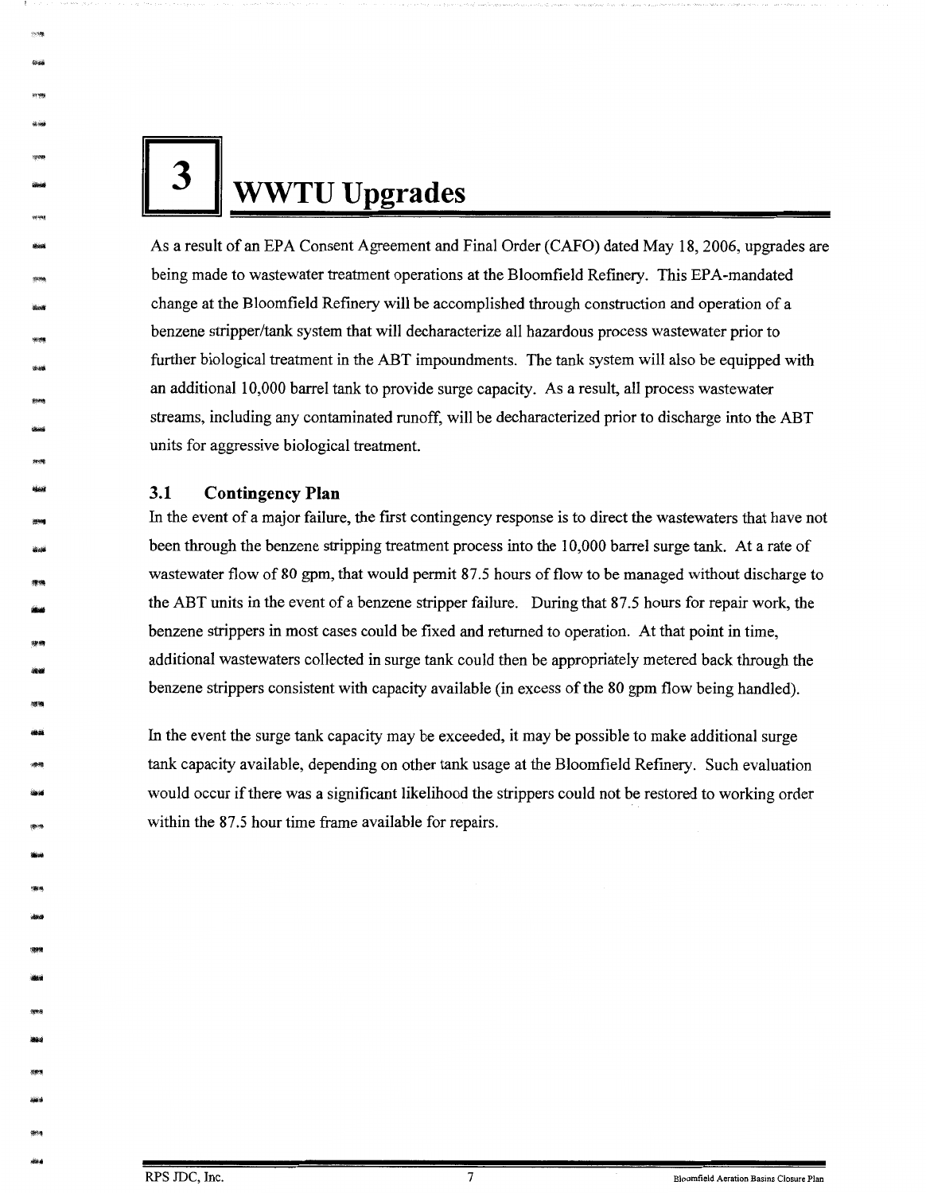# 3 WWTU Upgrades

As a result of an EPA Consent Agreement and Final Order (CAFO) dated May 18, 2006, upgrades are being made to wastewater treatment operations at the Bloomfield Refinery. This EPA-mandated change at the Bloomfield Refinery will be accomplished through construction and operation of a benzene stripper/tank system that will decharacterize all hazardous process wastewater prior to further biological treatment in the ABT impoundments. The tank system will also be equipped with an additional 10,000 barrel tank to provide surge capacity. As a result, all process wastewater streams, including any contaminated runoff, will be decharacterized prior to discharge into the ABT units for aggressive biological treatment.

## 3.1 Contingency Plan

In the event of a major failure, the first contingency response is to direct the wastewaters that have not been through the benzene stripping treatment process into the 10,000 barrel surge tank. At a rate of wastewater flow of 80 gpm, that would permit 87.5 hours of flow to be managed without discharge to the ABT units in the event of a benzene stripper failure. During that 87.5 hours for repair work, the benzene strippers in most cases could be fixed and returned to operation. At that point in time, additional wastewaters collected in surge tank could then be appropriately metered back through the benzene strippers consistent with capacity available (in excess of the 80 gpm flow being handled).

In the event the surge tank capacity may be exceeded, it may be possible to make additional surge tank capacity available, depending on other tank usage at the Bloomfield Refinery. Such evaluation would occur if there was a significant likelihood the strippers could not be restored to working order within the 87.5 hour time frame available for repairs.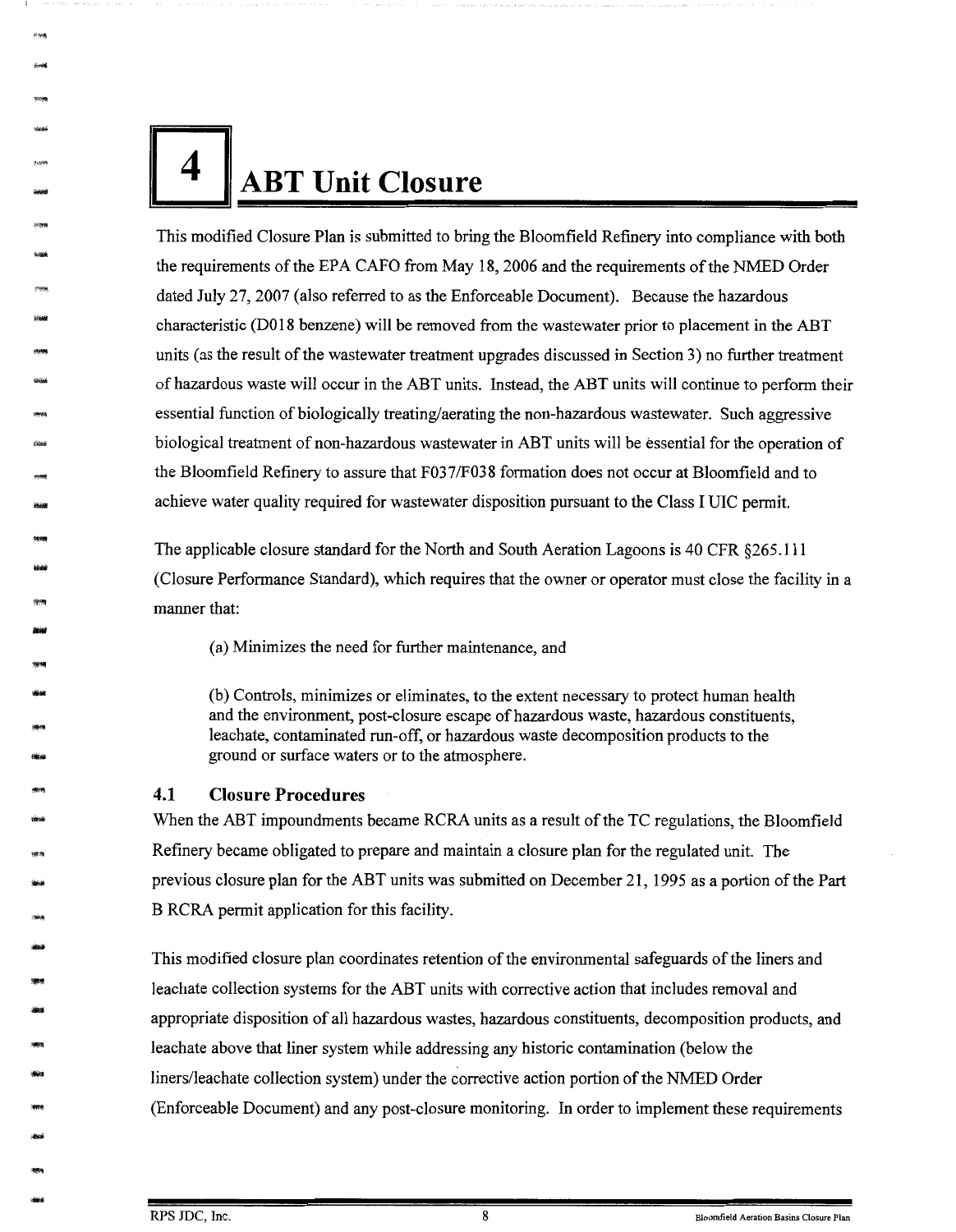# 4 ABT Unit Closure

This modified Closure Plan is submitted to bring the Bloomfield Refinery into compliance with both the requirements of the EPA CAFO from May 18, 2006 and the requirements of the NMED Order dated July 27, 2007 (also referred to as the Enforceable Document). Because the hazardous characteristic (D018 benzene) will be removed from the wastewater prior to placement in the ABT units (as the result of the wastewater treatment upgrades discussed in Section 3) no further treatment of hazardous waste will occur in the ABT units. Instead, the ABT units will continue to perform their essential function of biologically treating/aerating the non-hazardous wastewater. Such aggressive biological treatment of non-hazardous wastewater in ABT units will be essential for the operation of the Bloomfield Refinery to assure that F037/F038 formation does not occur at Bloomfield and to achieve water quality required for wastewater disposition pursuant to the Class I UIC permit.

The applicable closure standard for the North and South Aeration Lagoons is 40 CFR §265.111 (Closure Performance Standard), which requires that the owner or operator must close the facility in a manner that:

> (a) Minimizes the need for further maintenance, and
>
> (b) Controls, minimizes or eliminates, to the extent necessary to protect human health and the environment, post-closure escape of hazardous waste, hazardous constituents, leachate, contaminated run-off, or hazardous waste decomposition products to the ground or surface waters or to the atmosphere.

## 4.1 Closure Procedures

When the ABT impoundments became RCRA units as a result of the TC regulations, the Bloomfield Refinery became obligated to prepare and maintain a closure plan for the regulated unit. The previous closure plan for the ABT units was submitted on December 21, 1995 as a portion of the Part B RCRA permit application for this facility.

This modified closure plan coordinates retention of the environmental safeguards of the liners and leachate collection systems for the ABT units with corrective action that includes removal and appropriate disposition of all hazardous wastes, hazardous constituents, decomposition products, and leachate above that liner system while addressing any historic contamination (below the liners/leachate collection system) under the corrective action portion of the NMED Order (Enforceable Document) and any post-closure monitoring. In order to implement these requirements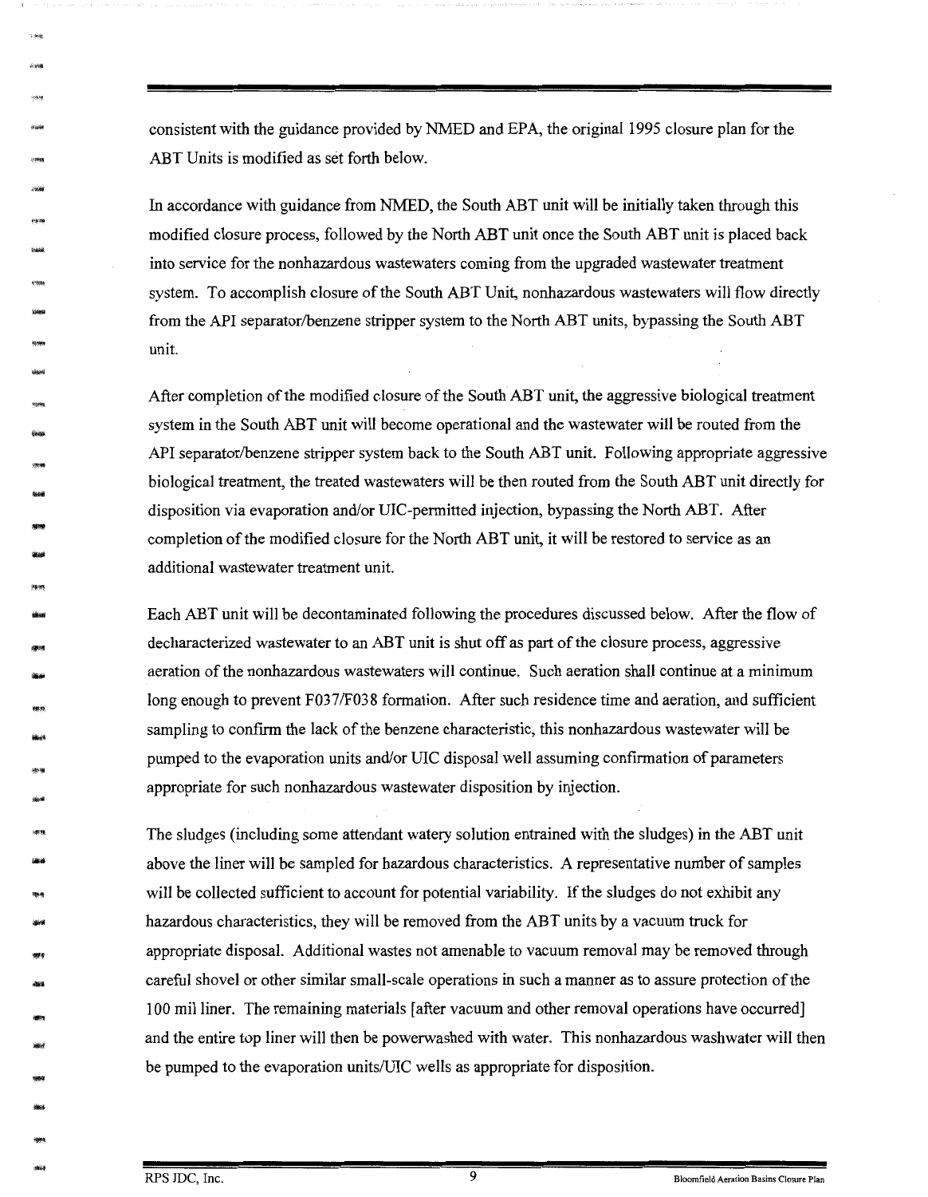consistent with the guidance provided by NMED and EPA, the original 1995 closure plan for the ABT Units is modified as set forth below.

In accordance with guidance from NMED, the South ABT unit will be initially taken through this modified closure process, followed by the North ABT unit once the South ABT unit is placed back into service for the nonhazardous wastewaters coming from the upgraded wastewater treatment system. To accomplish closure of the South ABT Unit, nonhazardous wastewaters will flow directly from the API separator/benzene stripper system to the North ABT units, bypassing the South ABT unit.

After completion of the modified closure of the South ABT unit, the aggressive biological treatment system in the South ABT unit will become operational and the wastewater will be routed from the API separator/benzene stripper system back to the South ABT unit. Following appropriate aggressive biological treatment, the treated wastewaters will be then routed from the South ABT unit directly for disposition via evaporation and/or UIC-permitted injection, bypassing the North ABT. After completion of the modified closure for the North ABT unit, it will be restored to service as an additional wastewater treatment unit.

Each ABT unit will be decontaminated following the procedures discussed below. After the flow of decharacterized wastewater to an ABT unit is shut off as part of the closure process, aggressive aeration of the nonhazardous wastewaters will continue. Such aeration shall continue at a minimum long enough to prevent F037/F038 formation. After such residence time and aeration, and sufficient sampling to confirm the lack of the benzene characteristic, this nonhazardous wastewater will be pumped to the evaporation units and/or UIC disposal well assuming confirmation of parameters appropriate for such nonhazardous wastewater disposition by injection.

The sludges (including some attendant watery solution entrained with the sludges) in the ABT unit above the liner will be sampled for hazardous characteristics. A representative number of samples will be collected sufficient to account for potential variability. If the sludges do not exhibit any hazardous characteristics, they will be removed from the ABT units by a vacuum truck for appropriate disposal. Additional wastes not amenable to vacuum removal may be removed through careful shovel or other similar small-scale operations in such a manner as to assure protection of the 100 mil liner. The remaining materials [after vacuum and other removal operations have occurred] and the entire top liner will then be powerwashed with water. This nonhazardous washwater will then be pumped to the evaporation units/UIC wells as appropriate for disposition.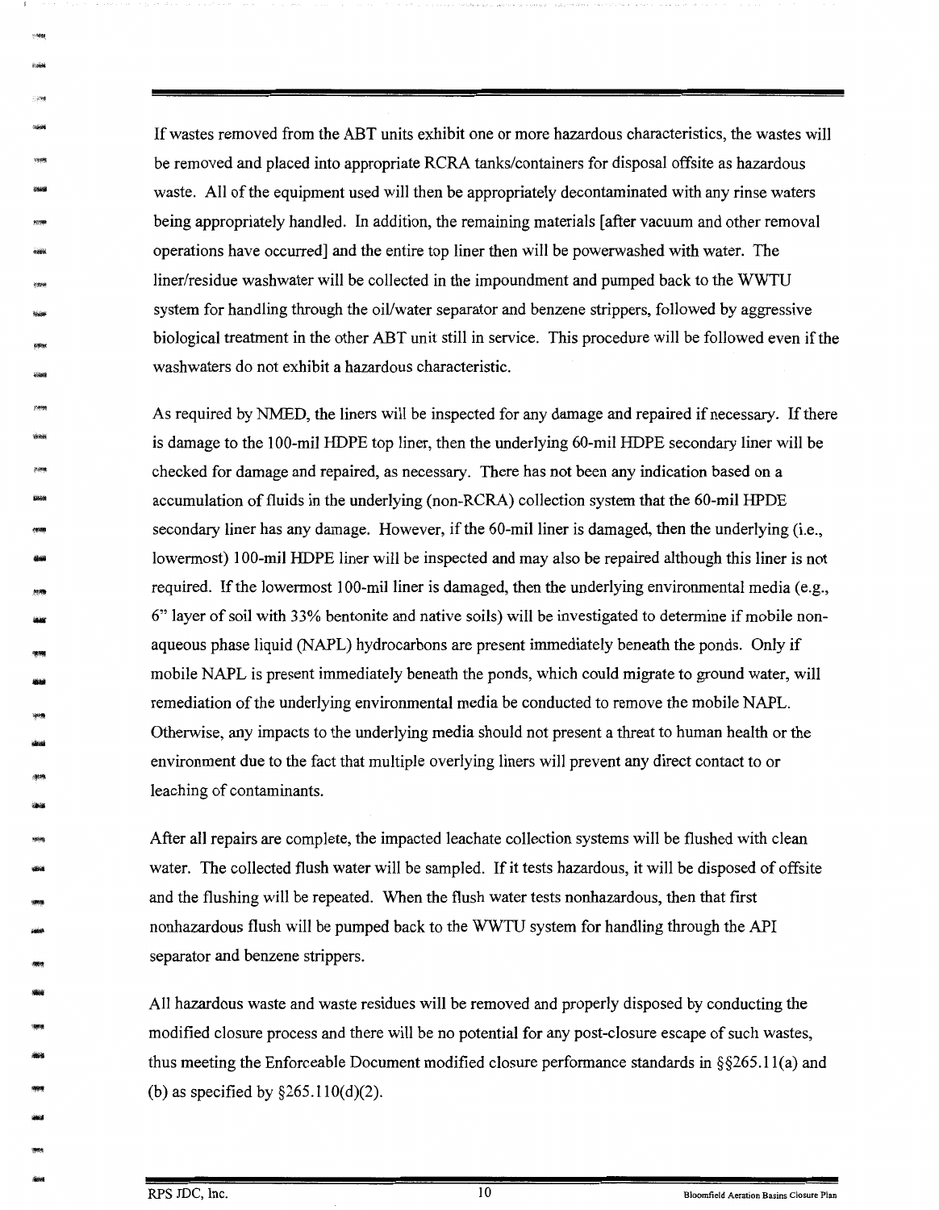If wastes removed from the ABT units exhibit one or more hazardous characteristics, the wastes will be removed and placed into appropriate RCRA tanks/containers for disposal offsite as hazardous waste. All of the equipment used will then be appropriately decontaminated with any rinse waters being appropriately handled. In addition, the remaining materials [after vacuum and other removal operations have occurred] and the entire top liner then will be powerwashed with water. The liner/residue washwater will be collected in the impoundment and pumped back to the WWTU system for handling through the oil/water separator and benzene strippers, followed by aggressive biological treatment in the other ABT unit still in service. This procedure will be followed even if the washwaters do not exhibit a hazardous characteristic.

As required by NMED, the liners will be inspected for any damage and repaired if necessary. If there is damage to the 100-mil HDPE top liner, then the underlying 60-mil HDPE secondary liner will be checked for damage and repaired, as necessary. There has not been any indication based on a accumulation of fluids in the underlying (non-RCRA) collection system that the 60-mil HPDE secondary liner has any damage. However, if the 60-mil liner is damaged, then the underlying (i.e., lowermost) 100-mil HDPE liner will be inspected and may also be repaired although this liner is not required. If the lowermost 100-mil liner is damaged, then the underlying environmental media (e.g., 6" layer of soil with 33% bentonite and native soils) will be investigated to determine if mobile non-aqueous phase liquid (NAPL) hydrocarbons are present immediately beneath the ponds. Only if mobile NAPL is present immediately beneath the ponds, which could migrate to ground water, will remediation of the underlying environmental media be conducted to remove the mobile NAPL. Otherwise, any impacts to the underlying media should not present a threat to human health or the environment due to the fact that multiple overlying liners will prevent any direct contact to or leaching of contaminants.

After all repairs are complete, the impacted leachate collection systems will be flushed with clean water. The collected flush water will be sampled. If it tests hazardous, it will be disposed of offsite and the flushing will be repeated. When the flush water tests nonhazardous, then that first nonhazardous flush will be pumped back to the WWTU system for handling through the API separator and benzene strippers.

All hazardous waste and waste residues will be removed and properly disposed by conducting the modified closure process and there will be no potential for any post-closure escape of such wastes, thus meeting the Enforceable Document modified closure performance standards in §§265.11(a) and (b) as specified by §265.110(d)(2).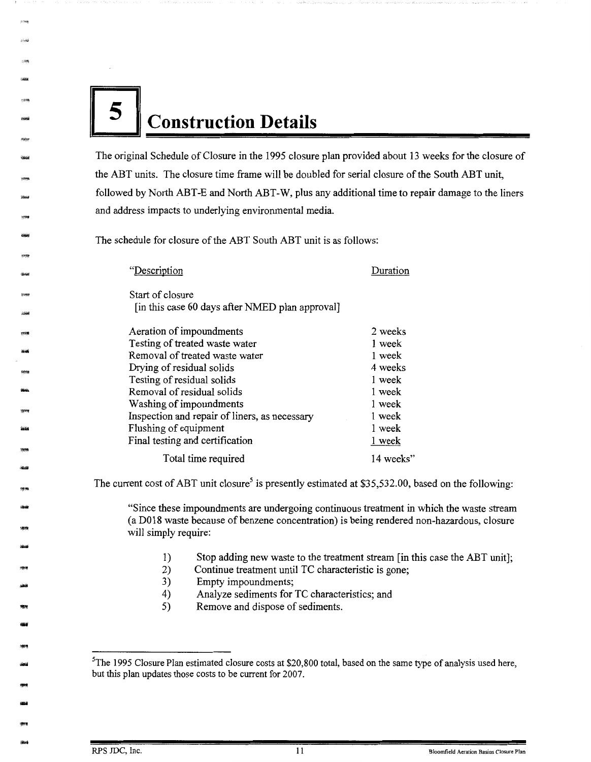# 5 Construction Details

The original Schedule of Closure in the 1995 closure plan provided about 13 weeks for the closure of the ABT units. The closure time frame will be doubled for serial closure of the South ABT unit, followed by North ABT-E and North ABT-W, plus any additional time to repair damage to the liners and address impacts to underlying environmental media.

The schedule for closure of the ABT South ABT unit is as follows:

| "Description | Duration |
|---|---|
| Start of closure<br>[in this case 60 days after NMED plan approval] | |
| Aeration of impoundments | 2 weeks |
| Testing of treated waste water | 1 week |
| Removal of treated waste water | 1 week |
| Drying of residual solids | 4 weeks |
| Testing of residual solids | 1 week |
| Removal of residual solids | 1 week |
| Washing of impoundments | 1 week |
| Inspection and repair of liners, as necessary | 1 week |
| Flushing of equipment | 1 week |
| Final testing and certification | 1 week |
| Total time required | 14 weeks" |

The current cost of ABT unit closure[5] is presently estimated at $35,532.00, based on the following:

> "Since these impoundments are undergoing continuous treatment in which the waste stream (a D018 waste because of benzene concentration) is being rendered non-hazardous, closure will simply require:
>
> 1) Stop adding new waste to the treatment stream [in this case the ABT unit];
> 2) Continue treatment until TC characteristic is gone;
> 3) Empty impoundments;
> 4) Analyze sediments for TC characteristics; and
> 5) Remove and dispose of sediments.

---

[5] The 1995 Closure Plan estimated closure costs at $20,800 total, based on the same type of analysis used here, but this plan updates those costs to be current for 2007.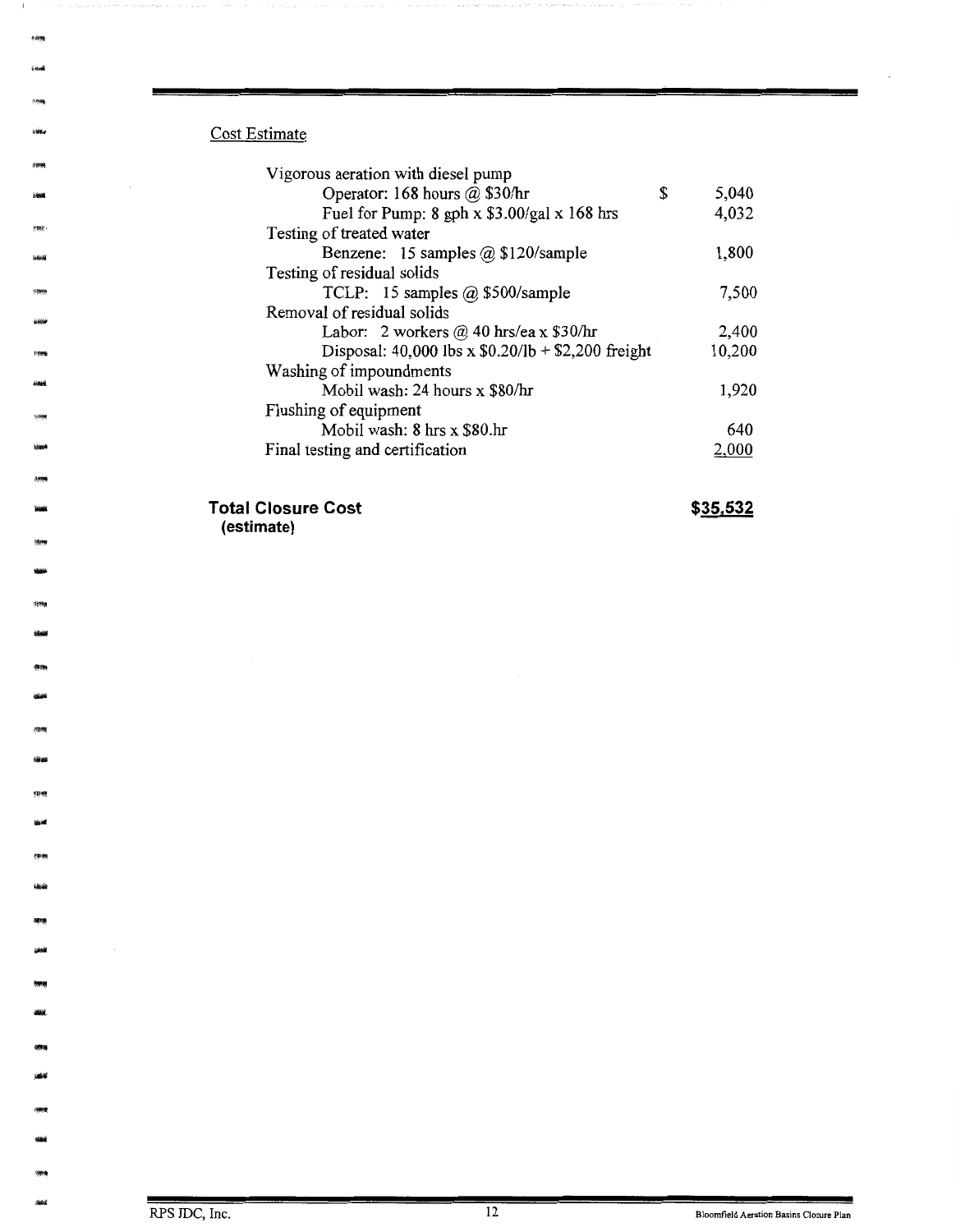## Cost Estimate

| | |
|---|---|
| Vigorous aeration with diesel pump | |
| Operator: 168 hours @ $30/hr | $ 5,040 |
| Fuel for Pump: 8 gph x $3.00/gal x 168 hrs | 4,032 |
| Testing of treated water | |
| Benzene: 15 samples @ $120/sample | 1,800 |
| Testing of residual solids | |
| TCLP: 15 samples @ $500/sample | 7,500 |
| Removal of residual solids | |
| Labor: 2 workers @ 40 hrs/ea x $30/hr | 2,400 |
| Disposal: 40,000 lbs x $0.20/lb + $2,200 freight | 10,200 |
| Washing of impoundments | |
| Mobil wash: 24 hours x $80/hr | 1,920 |
| Flushing of equipment | |
| Mobil wash: 8 hrs x $80.hr | 640 |
| Final testing and certification | 2,000 |

**Total Closure Cost (estimate)** **$35,532**